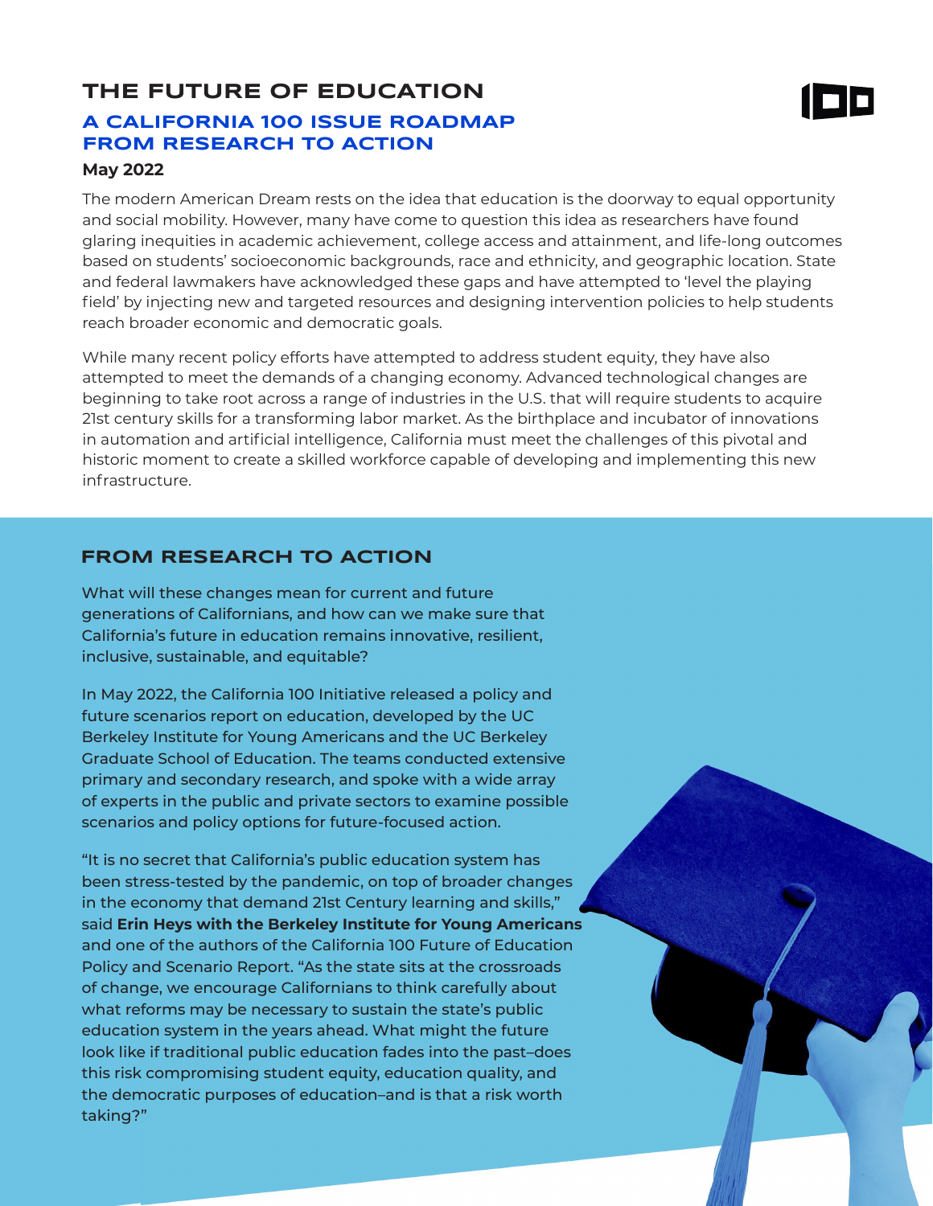# THE FUTURE OF EDUCATION

## A CALIFORNIA 100 ISSUE ROADMAP FROM RESEARCH TO ACTION

**May 2022**

The modern American Dream rests on the idea that education is the doorway to equal opportunity and social mobility. However, many have come to question this idea as researchers have found glaring inequities in academic achievement, college access and attainment, and life-long outcomes based on students' socioeconomic backgrounds, race and ethnicity, and geographic location. State and federal lawmakers have acknowledged these gaps and have attempted to 'level the playing field' by injecting new and targeted resources and designing intervention policies to help students reach broader economic and democratic goals.

While many recent policy efforts have attempted to address student equity, they have also attempted to meet the demands of a changing economy. Advanced technological changes are beginning to take root across a range of industries in the U.S. that will require students to acquire 21st century skills for a transforming labor market. As the birthplace and incubator of innovations in automation and artificial intelligence, California must meet the challenges of this pivotal and historic moment to create a skilled workforce capable of developing and implementing this new infrastructure.

## FROM RESEARCH TO ACTION

What will these changes mean for current and future generations of Californians, and how can we make sure that California's future in education remains innovative, resilient, inclusive, sustainable, and equitable?

In May 2022, the California 100 Initiative released a policy and future scenarios report on education, developed by the UC Berkeley Institute for Young Americans and the UC Berkeley Graduate School of Education. The teams conducted extensive primary and secondary research, and spoke with a wide array of experts in the public and private sectors to examine possible scenarios and policy options for future-focused action.

"It is no secret that California's public education system has been stress-tested by the pandemic, on top of broader changes in the economy that demand 21st Century learning and skills," said **Erin Heys with the Berkeley Institute for Young Americans** and one of the authors of the California 100 Future of Education Policy and Scenario Report. "As the state sits at the crossroads of change, we encourage Californians to think carefully about what reforms may be necessary to sustain the state's public education system in the years ahead. What might the future look like if traditional public education fades into the past–does this risk compromising student equity, education quality, and the democratic purposes of education–and is that a risk worth taking?"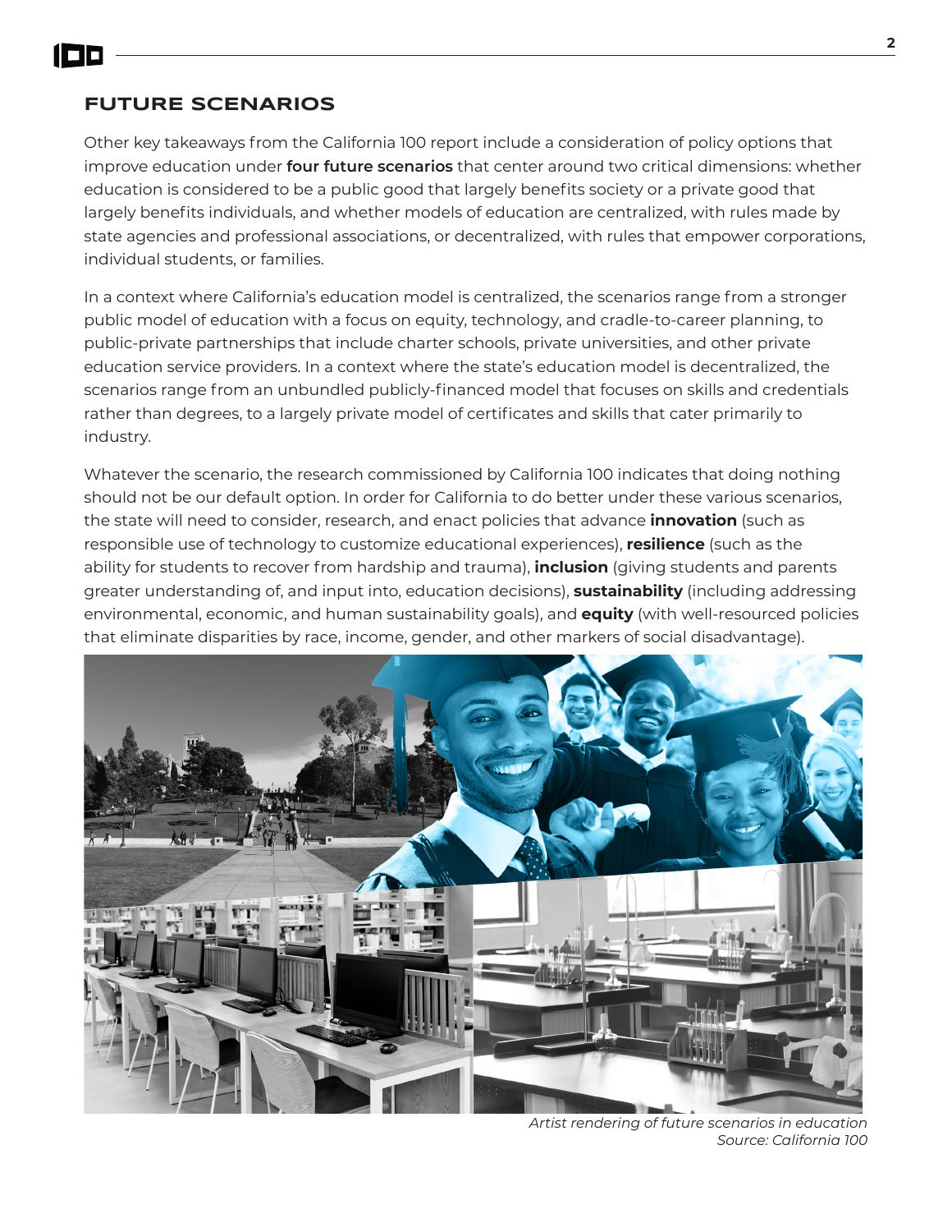## FUTURE SCENARIOS

Other key takeaways from the California 100 report include a consideration of policy options that improve education under **four future scenarios** that center around two critical dimensions: whether education is considered to be a public good that largely benefits society or a private good that largely benefits individuals, and whether models of education are centralized, with rules made by state agencies and professional associations, or decentralized, with rules that empower corporations, individual students, or families.

In a context where California's education model is centralized, the scenarios range from a stronger public model of education with a focus on equity, technology, and cradle-to-career planning, to public-private partnerships that include charter schools, private universities, and other private education service providers. In a context where the state's education model is decentralized, the scenarios range from an unbundled publicly-financed model that focuses on skills and credentials rather than degrees, to a largely private model of certificates and skills that cater primarily to industry.

Whatever the scenario, the research commissioned by California 100 indicates that doing nothing should not be our default option. In order for California to do better under these various scenarios, the state will need to consider, research, and enact policies that advance **innovation** (such as responsible use of technology to customize educational experiences), **resilience** (such as the ability for students to recover from hardship and trauma), **inclusion** (giving students and parents greater understanding of, and input into, education decisions), **sustainability** (including addressing environmental, economic, and human sustainability goals), and **equity** (with well-resourced policies that eliminate disparities by race, income, gender, and other markers of social disadvantage).

*Artist rendering of future scenarios in education*
*Source: California 100*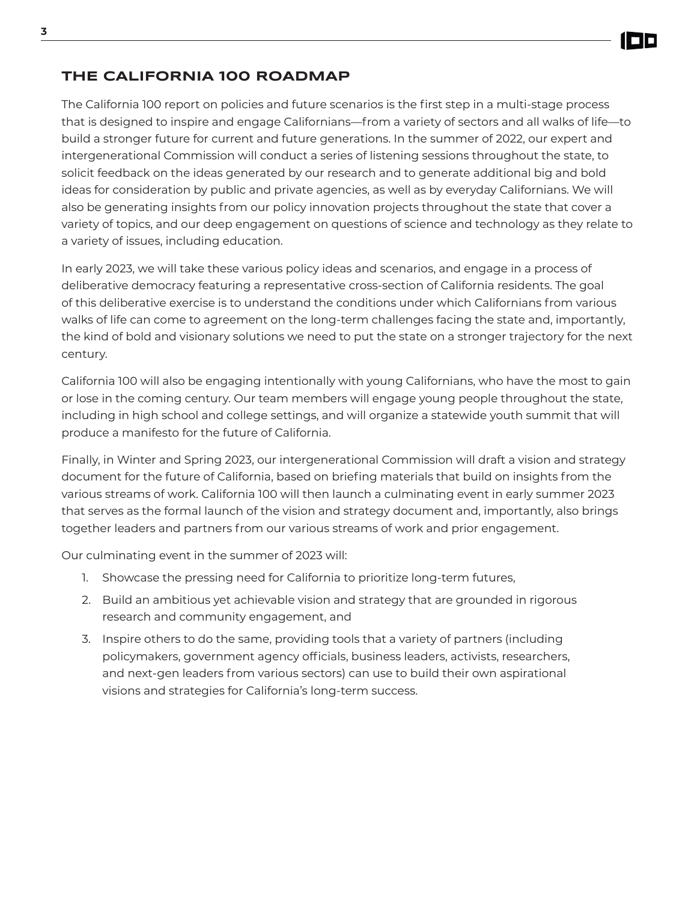## THE CALIFORNIA 100 ROADMAP

The California 100 report on policies and future scenarios is the first step in a multi-stage process that is designed to inspire and engage Californians—from a variety of sectors and all walks of life—to build a stronger future for current and future generations. In the summer of 2022, our expert and intergenerational Commission will conduct a series of listening sessions throughout the state, to solicit feedback on the ideas generated by our research and to generate additional big and bold ideas for consideration by public and private agencies, as well as by everyday Californians. We will also be generating insights from our policy innovation projects throughout the state that cover a variety of topics, and our deep engagement on questions of science and technology as they relate to a variety of issues, including education.

In early 2023, we will take these various policy ideas and scenarios, and engage in a process of deliberative democracy featuring a representative cross-section of California residents. The goal of this deliberative exercise is to understand the conditions under which Californians from various walks of life can come to agreement on the long-term challenges facing the state and, importantly, the kind of bold and visionary solutions we need to put the state on a stronger trajectory for the next century.

California 100 will also be engaging intentionally with young Californians, who have the most to gain or lose in the coming century. Our team members will engage young people throughout the state, including in high school and college settings, and will organize a statewide youth summit that will produce a manifesto for the future of California.

Finally, in Winter and Spring 2023, our intergenerational Commission will draft a vision and strategy document for the future of California, based on briefing materials that build on insights from the various streams of work. California 100 will then launch a culminating event in early summer 2023 that serves as the formal launch of the vision and strategy document and, importantly, also brings together leaders and partners from our various streams of work and prior engagement.

Our culminating event in the summer of 2023 will:

1. Showcase the pressing need for California to prioritize long-term futures,
2. Build an ambitious yet achievable vision and strategy that are grounded in rigorous research and community engagement, and
3. Inspire others to do the same, providing tools that a variety of partners (including policymakers, government agency officials, business leaders, activists, researchers, and next-gen leaders from various sectors) can use to build their own aspirational visions and strategies for California's long-term success.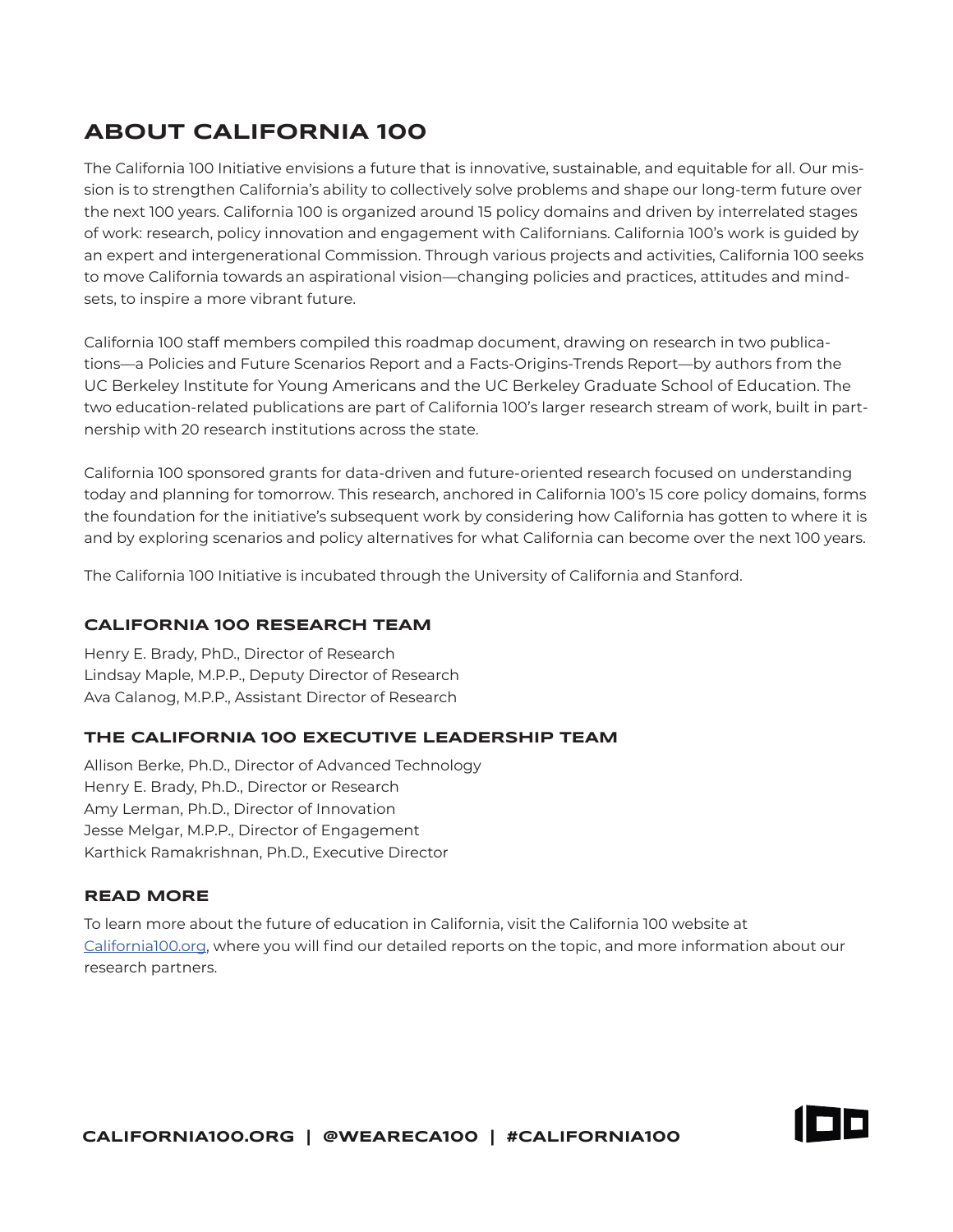## ABOUT CALIFORNIA 100

The California 100 Initiative envisions a future that is innovative, sustainable, and equitable for all. Our mission is to strengthen California's ability to collectively solve problems and shape our long-term future over the next 100 years. California 100 is organized around 15 policy domains and driven by interrelated stages of work: research, policy innovation and engagement with Californians. California 100's work is guided by an expert and intergenerational Commission. Through various projects and activities, California 100 seeks to move California towards an aspirational vision—changing policies and practices, attitudes and mindsets, to inspire a more vibrant future.

California 100 staff members compiled this roadmap document, drawing on research in two publications—a Policies and Future Scenarios Report and a Facts-Origins-Trends Report—by authors from the UC Berkeley Institute for Young Americans and the UC Berkeley Graduate School of Education. The two education-related publications are part of California 100's larger research stream of work, built in partnership with 20 research institutions across the state.

California 100 sponsored grants for data-driven and future-oriented research focused on understanding today and planning for tomorrow. This research, anchored in California 100's 15 core policy domains, forms the foundation for the initiative's subsequent work by considering how California has gotten to where it is and by exploring scenarios and policy alternatives for what California can become over the next 100 years.

The California 100 Initiative is incubated through the University of California and Stanford.

### CALIFORNIA 100 RESEARCH TEAM

Henry E. Brady, PhD., Director of Research
Lindsay Maple, M.P.P., Deputy Director of Research
Ava Calanog, M.P.P., Assistant Director of Research

### THE CALIFORNIA 100 EXECUTIVE LEADERSHIP TEAM

Allison Berke, Ph.D., Director of Advanced Technology
Henry E. Brady, Ph.D., Director or Research
Amy Lerman, Ph.D., Director of Innovation
Jesse Melgar, M.P.P., Director of Engagement
Karthick Ramakrishnan, Ph.D., Executive Director

### READ MORE

To learn more about the future of education in California, visit the California 100 website at California100.org, where you will find our detailed reports on the topic, and more information about our research partners.

**CALIFORNIA100.ORG | @WEARECA100 | #CALIFORNIA100**